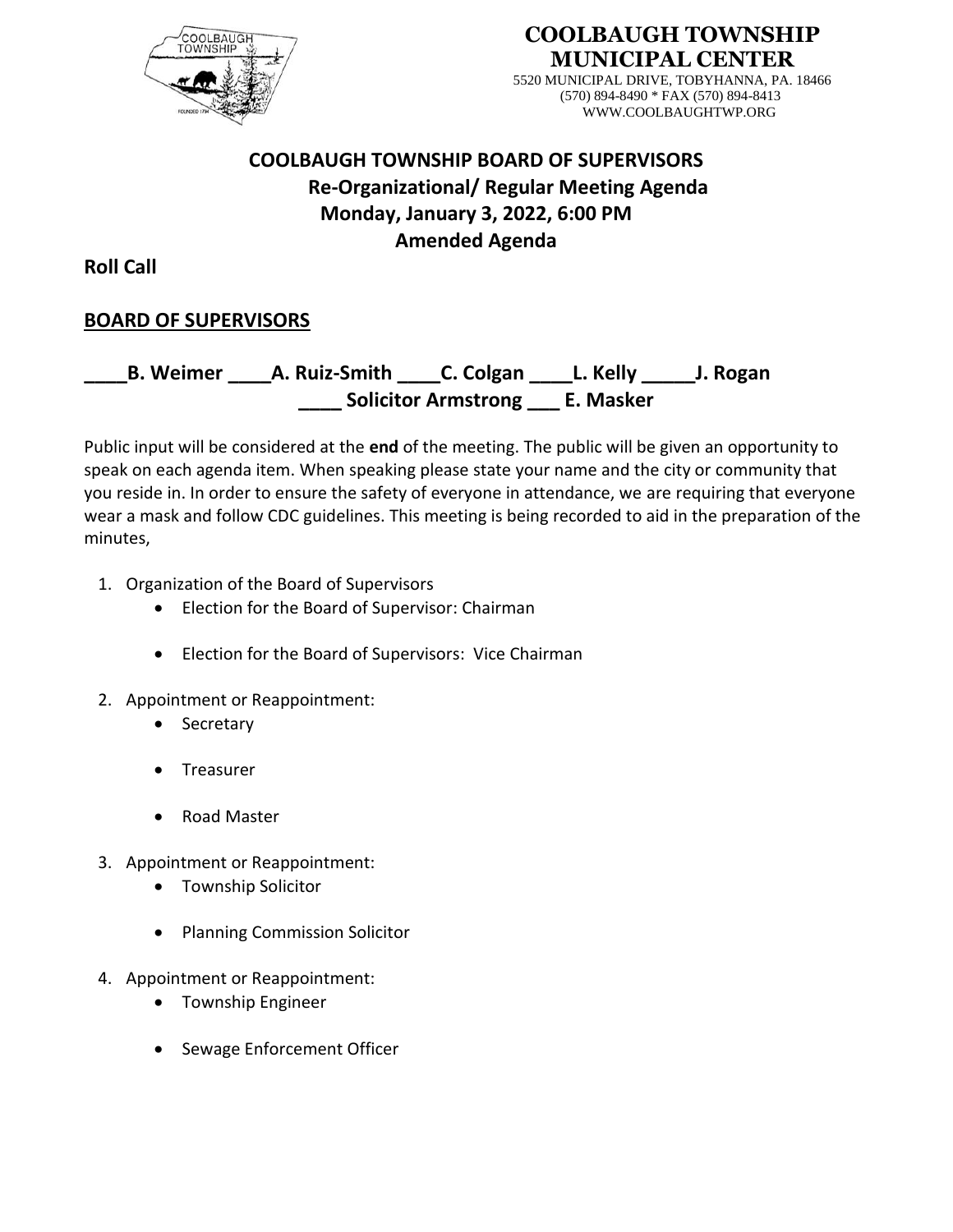**COOLBAUGH TOWNSHIP MUNICIPAL CENTER**
5520 MUNICIPAL DRIVE, TOBYHANNA, PA. 18466
(570) 894-8490 * FAX (570) 894-8413
WWW.COOLBAUGHTWP.ORG

# COOLBAUGH TOWNSHIP BOARD OF SUPERVISORS
## Re-Organizational/ Regular Meeting Agenda
## Monday, January 3, 2022, 6:00 PM
## Amended Agenda

**Roll Call**

**BOARD OF SUPERVISORS**

**____B. Weimer ____A. Ruiz-Smith ____C. Colgan ____L. Kelly _____J. Rogan**
**____ Solicitor Armstrong ___ E. Masker**

Public input will be considered at the **end** of the meeting. The public will be given an opportunity to speak on each agenda item. When speaking please state your name and the city or community that you reside in. In order to ensure the safety of everyone in attendance, we are requiring that everyone wear a mask and follow CDC guidelines. This meeting is being recorded to aid in the preparation of the minutes,

1. Organization of the Board of Supervisors
   - Election for the Board of Supervisor: Chairman
   - Election for the Board of Supervisors: Vice Chairman
2. Appointment or Reappointment:
   - Secretary
   - Treasurer
   - Road Master
3. Appointment or Reappointment:
   - Township Solicitor
   - Planning Commission Solicitor
4. Appointment or Reappointment:
   - Township Engineer
   - Sewage Enforcement Officer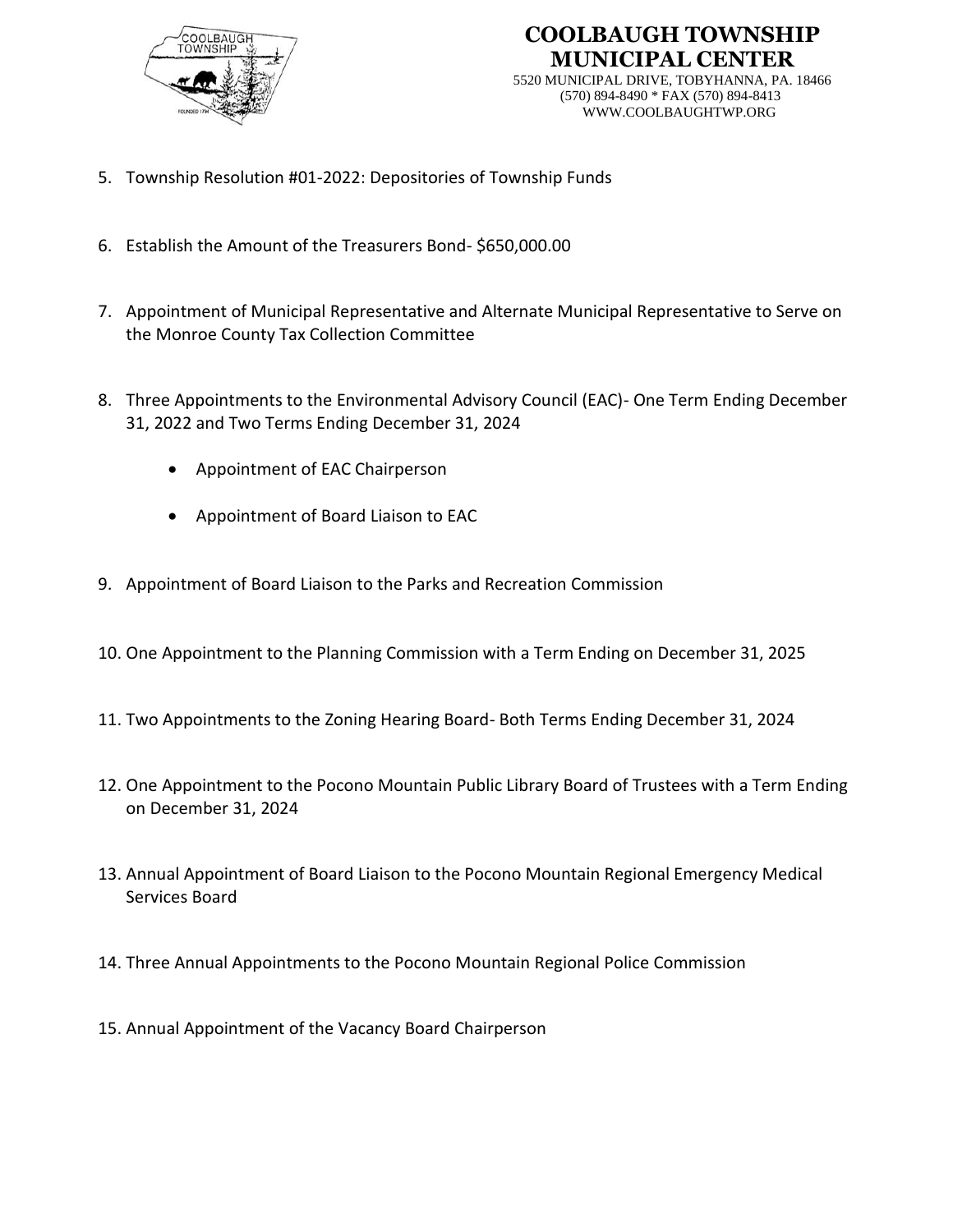5. Township Resolution #01-2022: Depositories of Township Funds

6. Establish the Amount of the Treasurers Bond- $650,000.00

7. Appointment of Municipal Representative and Alternate Municipal Representative to Serve on the Monroe County Tax Collection Committee

8. Three Appointments to the Environmental Advisory Council (EAC)- One Term Ending December 31, 2022 and Two Terms Ending December 31, 2024

    - Appointment of EAC Chairperson

    - Appointment of Board Liaison to EAC

9. Appointment of Board Liaison to the Parks and Recreation Commission

10. One Appointment to the Planning Commission with a Term Ending on December 31, 2025

11. Two Appointments to the Zoning Hearing Board- Both Terms Ending December 31, 2024

12. One Appointment to the Pocono Mountain Public Library Board of Trustees with a Term Ending on December 31, 2024

13. Annual Appointment of Board Liaison to the Pocono Mountain Regional Emergency Medical Services Board

14. Three Annual Appointments to the Pocono Mountain Regional Police Commission

15. Annual Appointment of the Vacancy Board Chairperson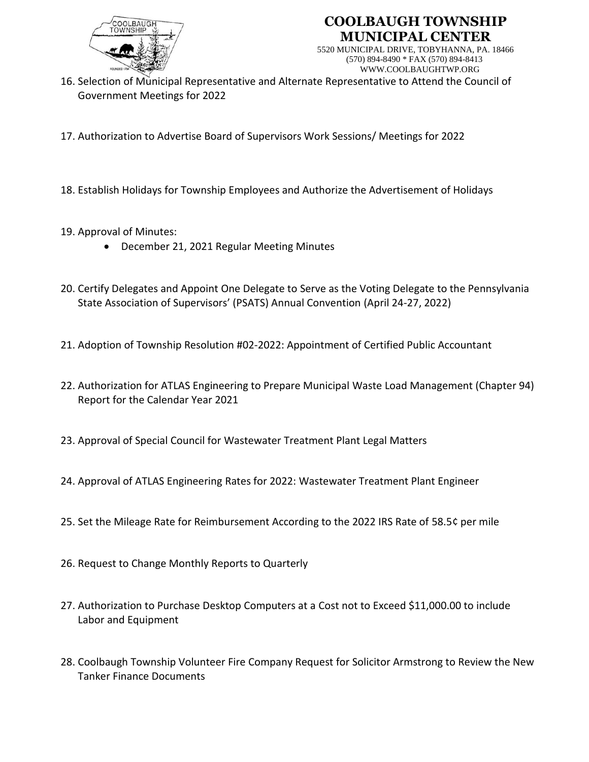16. Selection of Municipal Representative and Alternate Representative to Attend the Council of Government Meetings for 2022

17. Authorization to Advertise Board of Supervisors Work Sessions/ Meetings for 2022

18. Establish Holidays for Township Employees and Authorize the Advertisement of Holidays

19. Approval of Minutes:
    - December 21, 2021 Regular Meeting Minutes

20. Certify Delegates and Appoint One Delegate to Serve as the Voting Delegate to the Pennsylvania State Association of Supervisors' (PSATS) Annual Convention (April 24-27, 2022)

21. Adoption of Township Resolution #02-2022: Appointment of Certified Public Accountant

22. Authorization for ATLAS Engineering to Prepare Municipal Waste Load Management (Chapter 94) Report for the Calendar Year 2021

23. Approval of Special Council for Wastewater Treatment Plant Legal Matters

24. Approval of ATLAS Engineering Rates for 2022: Wastewater Treatment Plant Engineer

25. Set the Mileage Rate for Reimbursement According to the 2022 IRS Rate of 58.5¢ per mile

26. Request to Change Monthly Reports to Quarterly

27. Authorization to Purchase Desktop Computers at a Cost not to Exceed $11,000.00 to include Labor and Equipment

28. Coolbaugh Township Volunteer Fire Company Request for Solicitor Armstrong to Review the New Tanker Finance Documents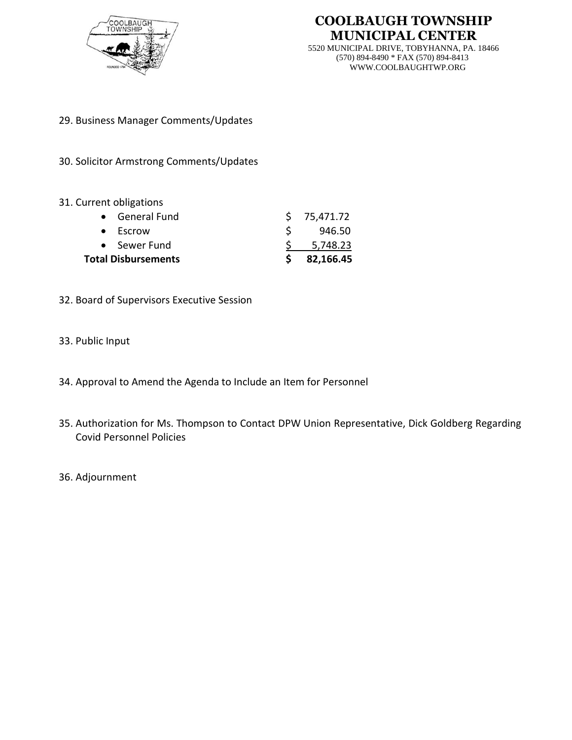29. Business Manager Comments/Updates

30. Solicitor Armstrong Comments/Updates

31. Current obligations

| | |
|---|---|
| • General Fund | $ 75,471.72 |
| • Escrow | $ 946.50 |
| • Sewer Fund | $ 5,748.23 |
| **Total Disbursements** | **$ 82,166.45** |

32. Board of Supervisors Executive Session

33. Public Input

34. Approval to Amend the Agenda to Include an Item for Personnel

35. Authorization for Ms. Thompson to Contact DPW Union Representative, Dick Goldberg Regarding Covid Personnel Policies

36. Adjournment